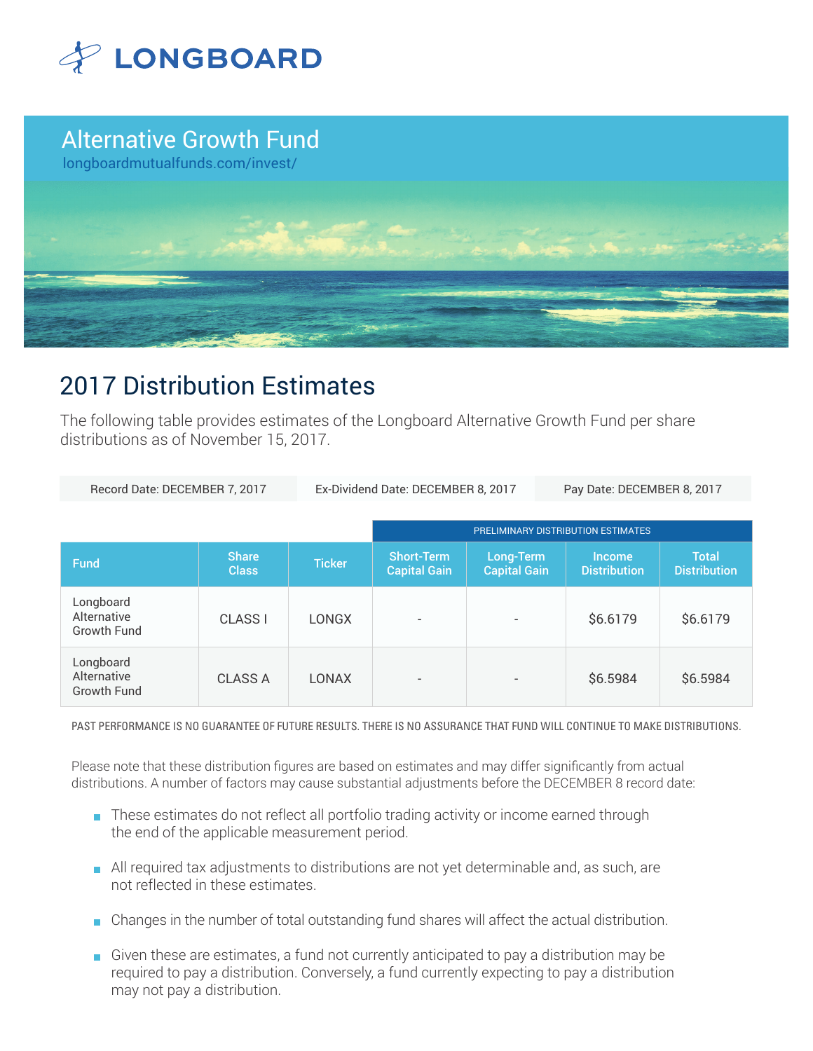LONGBOARD

# Alternative Growth Fund

longboardmutualfunds.com/invest/

## 2017 Distribution Estimates

The following table provides estimates of the Longboard Alternative Growth Fund per share distributions as of November 15, 2017.

Record Date: DECEMBER 7, 2017 | Ex-Dividend Date: DECEMBER 8, 2017 | Pay Date: DECEMBER 8, 2017

| | | | PRELIMINARY DISTRIBUTION ESTIMATES | | | |
|---|---|---|---|---|---|---|
| **Fund** | **Share Class** | **Ticker** | **Short-Term Capital Gain** | **Long-Term Capital Gain** | **Income Distribution** | **Total Distribution** |
| Longboard Alternative Growth Fund | CLASS I | LONGX | - | - | $6.6179 | $6.6179 |
| Longboard Alternative Growth Fund | CLASS A | LONAX | - | - | $6.5984 | $6.5984 |

PAST PERFORMANCE IS NO GUARANTEE OF FUTURE RESULTS. THERE IS NO ASSURANCE THAT FUND WILL CONTINUE TO MAKE DISTRIBUTIONS.

Please note that these distribution figures are based on estimates and may differ significantly from actual distributions. A number of factors may cause substantial adjustments before the DECEMBER 8 record date:

- These estimates do not reflect all portfolio trading activity or income earned through the end of the applicable measurement period.
- All required tax adjustments to distributions are not yet determinable and, as such, are not reflected in these estimates.
- Changes in the number of total outstanding fund shares will affect the actual distribution.
- Given these are estimates, a fund not currently anticipated to pay a distribution may be required to pay a distribution. Conversely, a fund currently expecting to pay a distribution may not pay a distribution.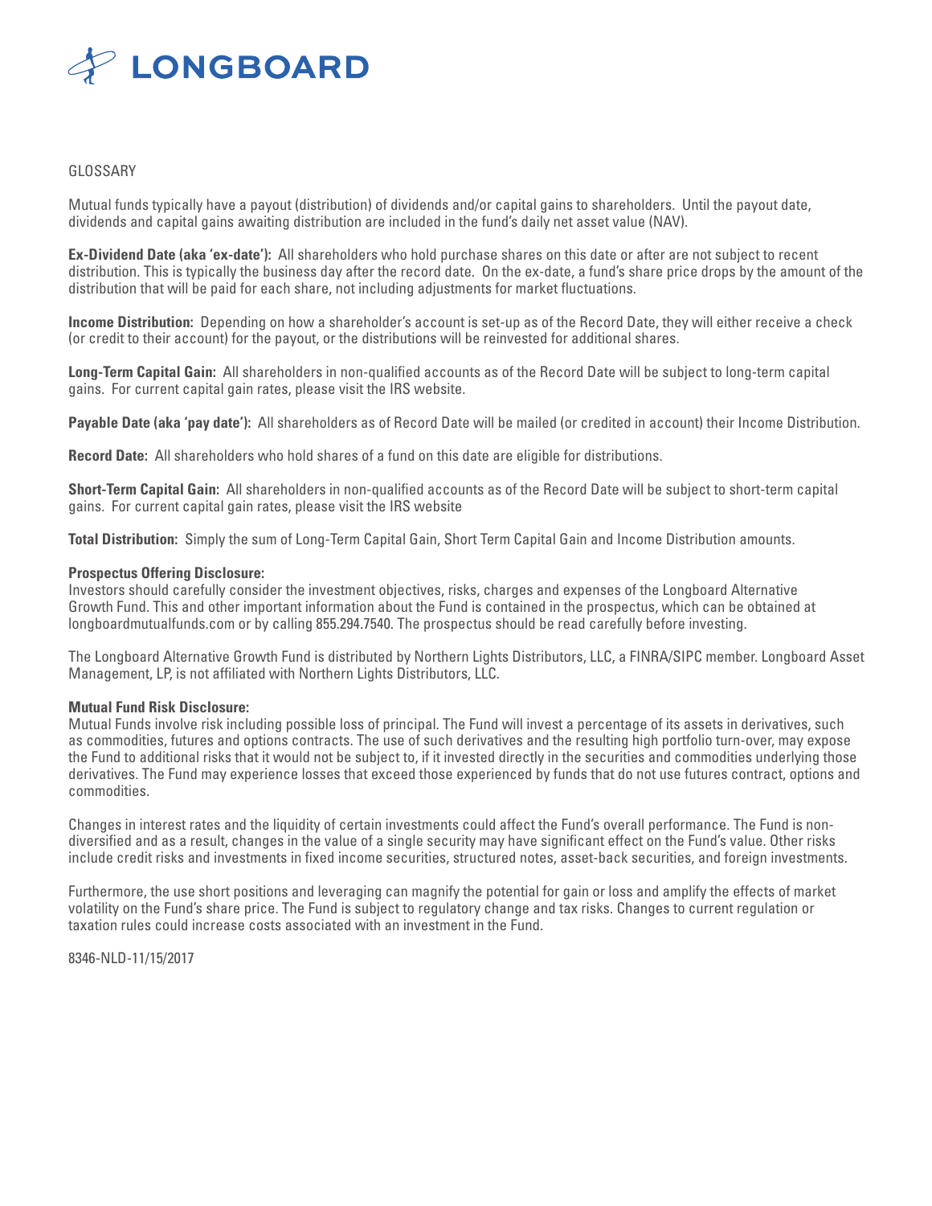# LONGBOARD

GLOSSARY

Mutual funds typically have a payout (distribution) of dividends and/or capital gains to shareholders. Until the payout date, dividends and capital gains awaiting distribution are included in the fund's daily net asset value (NAV).

**Ex-Dividend Date (aka 'ex-date'):** All shareholders who hold purchase shares on this date or after are not subject to recent distribution. This is typically the business day after the record date. On the ex-date, a fund's share price drops by the amount of the distribution that will be paid for each share, not including adjustments for market fluctuations.

**Income Distribution:** Depending on how a shareholder's account is set-up as of the Record Date, they will either receive a check (or credit to their account) for the payout, or the distributions will be reinvested for additional shares.

**Long-Term Capital Gain:** All shareholders in non-qualified accounts as of the Record Date will be subject to long-term capital gains. For current capital gain rates, please visit the IRS website.

**Payable Date (aka 'pay date'):** All shareholders as of Record Date will be mailed (or credited in account) their Income Distribution.

**Record Date:** All shareholders who hold shares of a fund on this date are eligible for distributions.

**Short-Term Capital Gain:** All shareholders in non-qualified accounts as of the Record Date will be subject to short-term capital gains. For current capital gain rates, please visit the IRS website

**Total Distribution:** Simply the sum of Long-Term Capital Gain, Short Term Capital Gain and Income Distribution amounts.

**Prospectus Offering Disclosure:**
Investors should carefully consider the investment objectives, risks, charges and expenses of the Longboard Alternative Growth Fund. This and other important information about the Fund is contained in the prospectus, which can be obtained at longboardmutualfunds.com or by calling 855.294.7540. The prospectus should be read carefully before investing.

The Longboard Alternative Growth Fund is distributed by Northern Lights Distributors, LLC, a FINRA/SIPC member. Longboard Asset Management, LP, is not affiliated with Northern Lights Distributors, LLC.

**Mutual Fund Risk Disclosure:**
Mutual Funds involve risk including possible loss of principal. The Fund will invest a percentage of its assets in derivatives, such as commodities, futures and options contracts. The use of such derivatives and the resulting high portfolio turn-over, may expose the Fund to additional risks that it would not be subject to, if it invested directly in the securities and commodities underlying those derivatives. The Fund may experience losses that exceed those experienced by funds that do not use futures contract, options and commodities.

Changes in interest rates and the liquidity of certain investments could affect the Fund's overall performance. The Fund is non-diversified and as a result, changes in the value of a single security may have significant effect on the Fund's value. Other risks include credit risks and investments in fixed income securities, structured notes, asset-back securities, and foreign investments.

Furthermore, the use short positions and leveraging can magnify the potential for gain or loss and amplify the effects of market volatility on the Fund's share price. The Fund is subject to regulatory change and tax risks. Changes to current regulation or taxation rules could increase costs associated with an investment in the Fund.

8346-NLD-11/15/2017